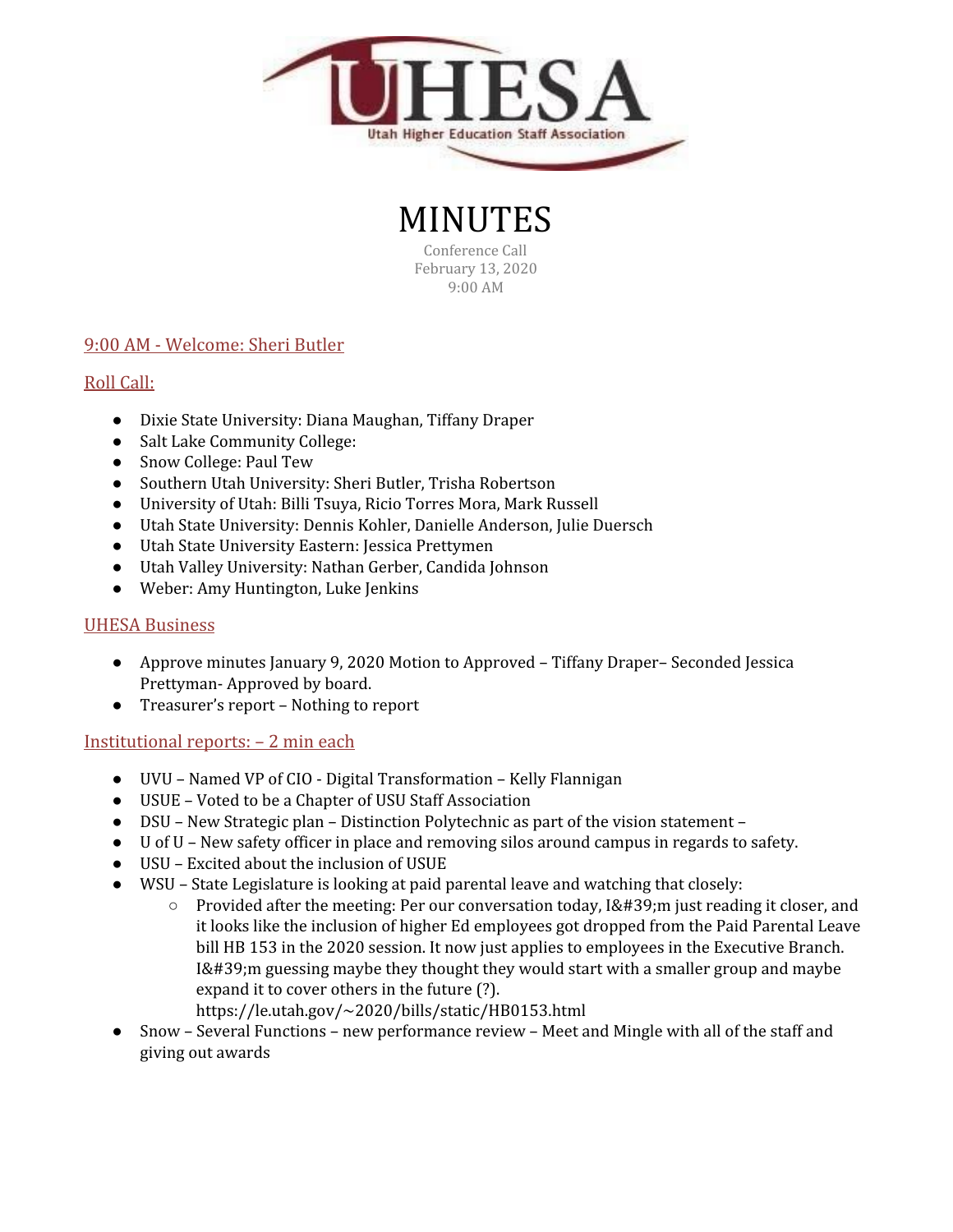UHESA
Utah Higher Education Staff Association

# MINUTES

Conference Call
February 13, 2020
9:00 AM

## 9:00 AM - Welcome: Sheri Butler

## Roll Call:

- Dixie State University: Diana Maughan, Tiffany Draper
- Salt Lake Community College:
- Snow College: Paul Tew
- Southern Utah University: Sheri Butler, Trisha Robertson
- University of Utah: Billi Tsuya, Ricio Torres Mora, Mark Russell
- Utah State University: Dennis Kohler, Danielle Anderson, Julie Duersch
- Utah State University Eastern: Jessica Prettymen
- Utah Valley University: Nathan Gerber, Candida Johnson
- Weber: Amy Huntington, Luke Jenkins

## UHESA Business

- Approve minutes January 9, 2020 Motion to Approved – Tiffany Draper– Seconded Jessica Prettyman- Approved by board.
- Treasurer's report – Nothing to report

## Institutional reports: – 2 min each

- UVU – Named VP of CIO - Digital Transformation – Kelly Flannigan
- USUE – Voted to be a Chapter of USU Staff Association
- DSU – New Strategic plan – Distinction Polytechnic as part of the vision statement –
- U of U – New safety officer in place and removing silos around campus in regards to safety.
- USU – Excited about the inclusion of USUE
- WSU – State Legislature is looking at paid parental leave and watching that closely:
  - Provided after the meeting: Per our conversation today, I&#39;m just reading it closer, and it looks like the inclusion of higher Ed employees got dropped from the Paid Parental Leave bill HB 153 in the 2020 session. It now just applies to employees in the Executive Branch. I&#39;m guessing maybe they thought they would start with a smaller group and maybe expand it to cover others in the future (?). https://le.utah.gov/~2020/bills/static/HB0153.html
- Snow – Several Functions – new performance review – Meet and Mingle with all of the staff and giving out awards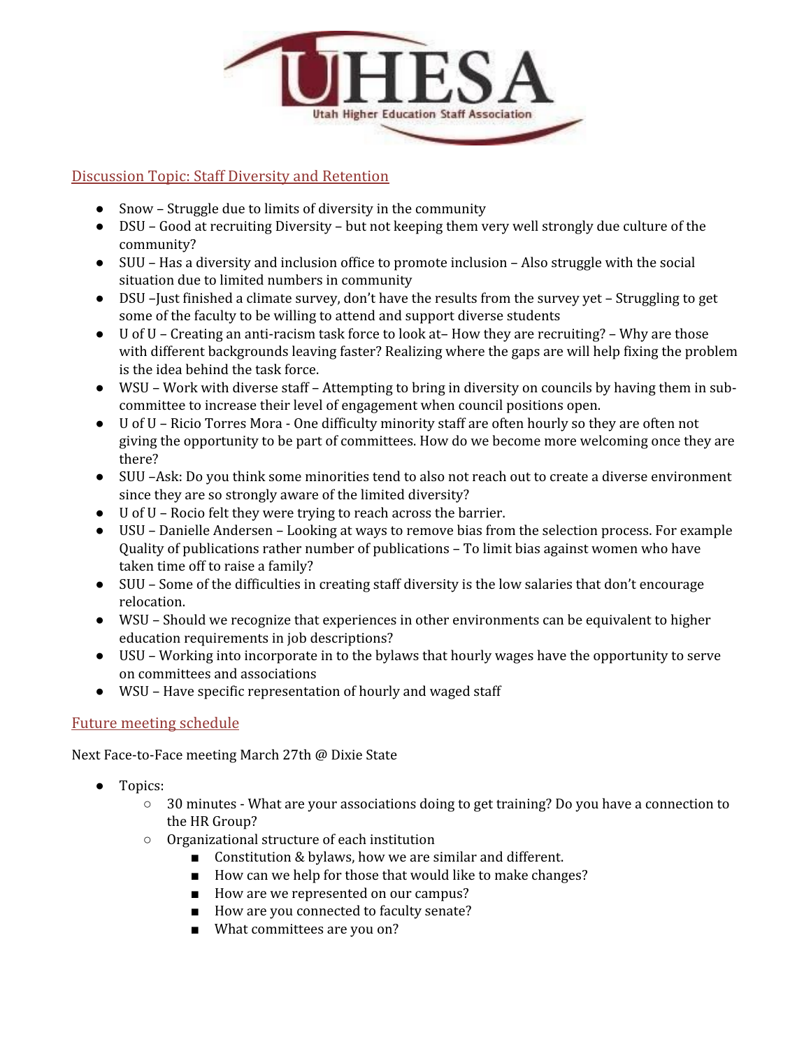## Discussion Topic: Staff Diversity and Retention

- Snow – Struggle due to limits of diversity in the community
- DSU – Good at recruiting Diversity – but not keeping them very well strongly due culture of the community?
- SUU – Has a diversity and inclusion office to promote inclusion – Also struggle with the social situation due to limited numbers in community
- DSU –Just finished a climate survey, don't have the results from the survey yet – Struggling to get some of the faculty to be willing to attend and support diverse students
- U of U – Creating an anti-racism task force to look at– How they are recruiting? – Why are those with different backgrounds leaving faster? Realizing where the gaps are will help fixing the problem is the idea behind the task force.
- WSU – Work with diverse staff – Attempting to bring in diversity on councils by having them in sub-committee to increase their level of engagement when council positions open.
- U of U – Ricio Torres Mora - One difficulty minority staff are often hourly so they are often not giving the opportunity to be part of committees. How do we become more welcoming once they are there?
- SUU –Ask: Do you think some minorities tend to also not reach out to create a diverse environment since they are so strongly aware of the limited diversity?
- U of U – Rocio felt they were trying to reach across the barrier.
- USU – Danielle Andersen – Looking at ways to remove bias from the selection process. For example Quality of publications rather number of publications – To limit bias against women who have taken time off to raise a family?
- SUU – Some of the difficulties in creating staff diversity is the low salaries that don't encourage relocation.
- WSU – Should we recognize that experiences in other environments can be equivalent to higher education requirements in job descriptions?
- USU – Working into incorporate in to the bylaws that hourly wages have the opportunity to serve on committees and associations
- WSU – Have specific representation of hourly and waged staff

## Future meeting schedule

Next Face-to-Face meeting March 27th @ Dixie State

- Topics:
  - 30 minutes - What are your associations doing to get training? Do you have a connection to the HR Group?
  - Organizational structure of each institution
    - Constitution & bylaws, how we are similar and different.
    - How can we help for those that would like to make changes?
    - How are we represented on our campus?
    - How are you connected to faculty senate?
    - What committees are you on?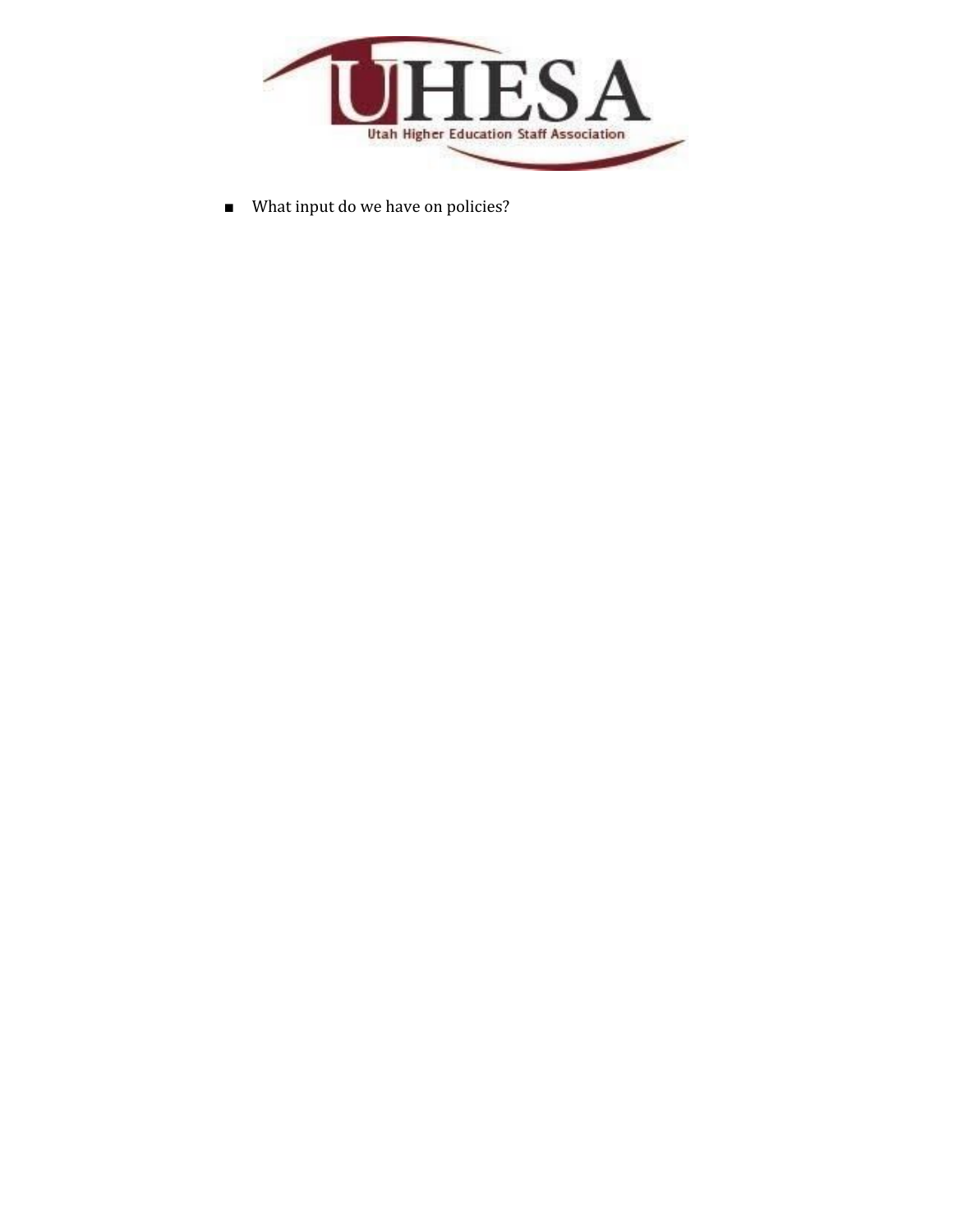- What input do we have on policies?